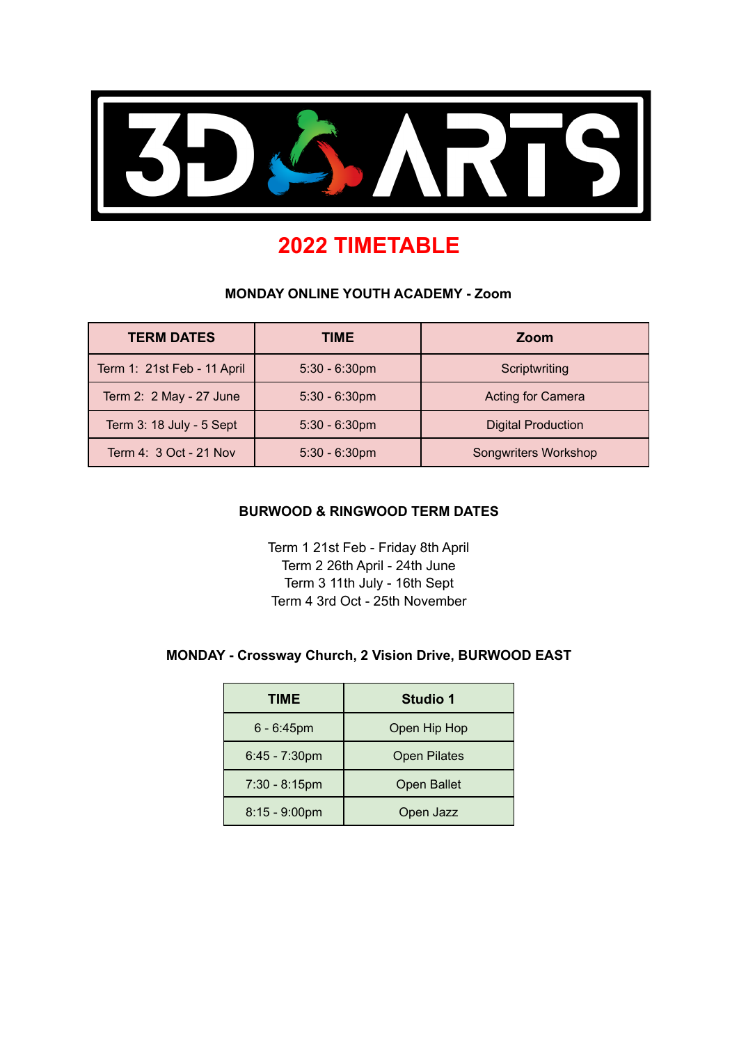# 3D ARTS

## 2022 TIMETABLE

### MONDAY ONLINE YOUTH ACADEMY - Zoom

| TERM DATES | TIME | Zoom |
|---|---|---|
| Term 1: 21st Feb - 11 April | 5:30 - 6:30pm | Scriptwriting |
| Term 2: 2 May - 27 June | 5:30 - 6:30pm | Acting for Camera |
| Term 3: 18 July - 5 Sept | 5:30 - 6:30pm | Digital Production |
| Term 4: 3 Oct - 21 Nov | 5:30 - 6:30pm | Songwriters Workshop |

### BURWOOD & RINGWOOD TERM DATES

Term 1 21st Feb - Friday 8th April
Term 2 26th April - 24th June
Term 3 11th July - 16th Sept
Term 4 3rd Oct - 25th November

### MONDAY - Crossway Church, 2 Vision Drive, BURWOOD EAST

| TIME | Studio 1 |
|---|---|
| 6 - 6:45pm | Open Hip Hop |
| 6:45 - 7:30pm | Open Pilates |
| 7:30 - 8:15pm | Open Ballet |
| 8:15 - 9:00pm | Open Jazz |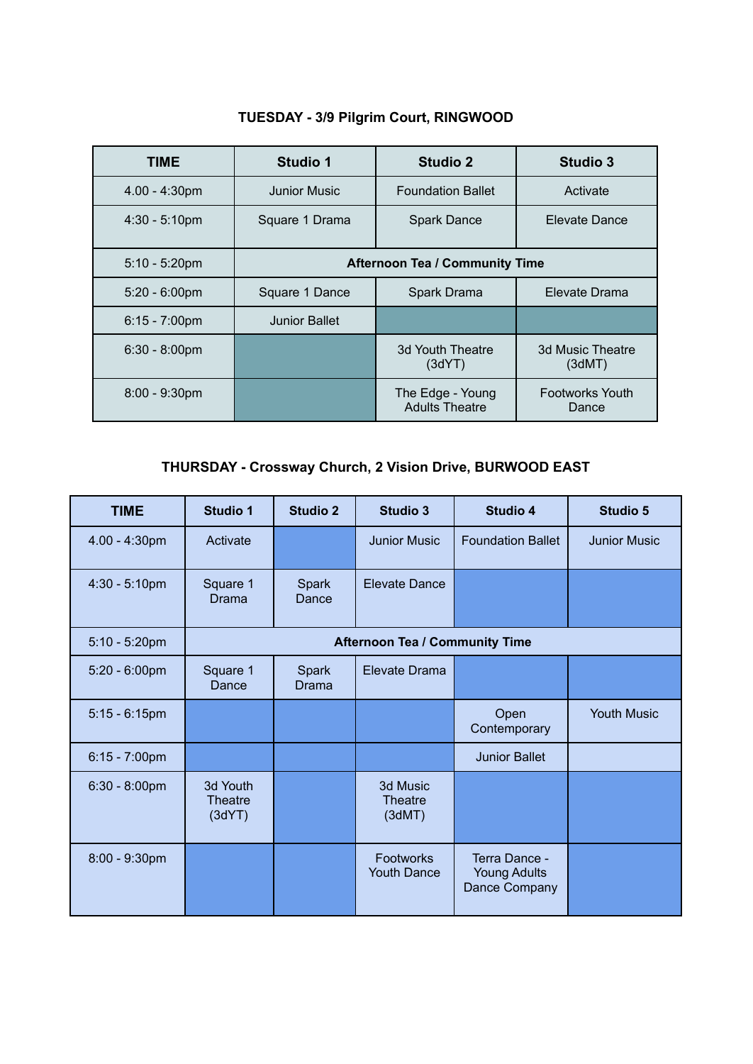**TUESDAY - 3/9 Pilgrim Court, RINGWOOD**

| TIME | Studio 1 | Studio 2 | Studio 3 |
|---|---|---|---|
| 4.00 - 4:30pm | Junior Music | Foundation Ballet | Activate |
| 4:30 - 5:10pm | Square 1 Drama | Spark Dance | Elevate Dance |
| 5:10 - 5:20pm | **Afternoon Tea / Community Time** | | |
| 5:20 - 6:00pm | Square 1 Dance | Spark Drama | Elevate Drama |
| 6:15 - 7:00pm | Junior Ballet | | |
| 6:30 - 8:00pm | | 3d Youth Theatre (3dYT) | 3d Music Theatre (3dMT) |
| 8:00 - 9:30pm | | The Edge - Young Adults Theatre | Footworks Youth Dance |

**THURSDAY - Crossway Church, 2 Vision Drive, BURWOOD EAST**

| TIME | Studio 1 | Studio 2 | Studio 3 | Studio 4 | Studio 5 |
|---|---|---|---|---|---|
| 4.00 - 4:30pm | Activate | | Junior Music | Foundation Ballet | Junior Music |
| 4:30 - 5:10pm | Square 1 Drama | Spark Dance | Elevate Dance | | |
| 5:10 - 5:20pm | **Afternoon Tea / Community Time** | | | | |
| 5:20 - 6:00pm | Square 1 Dance | Spark Drama | Elevate Drama | | |
| 5:15 - 6:15pm | | | | Open Contemporary | Youth Music |
| 6:15 - 7:00pm | | | | Junior Ballet | |
| 6:30 - 8:00pm | 3d Youth Theatre (3dYT) | | 3d Music Theatre (3dMT) | | |
| 8:00 - 9:30pm | | | Footworks Youth Dance | Terra Dance - Young Adults Dance Company | |